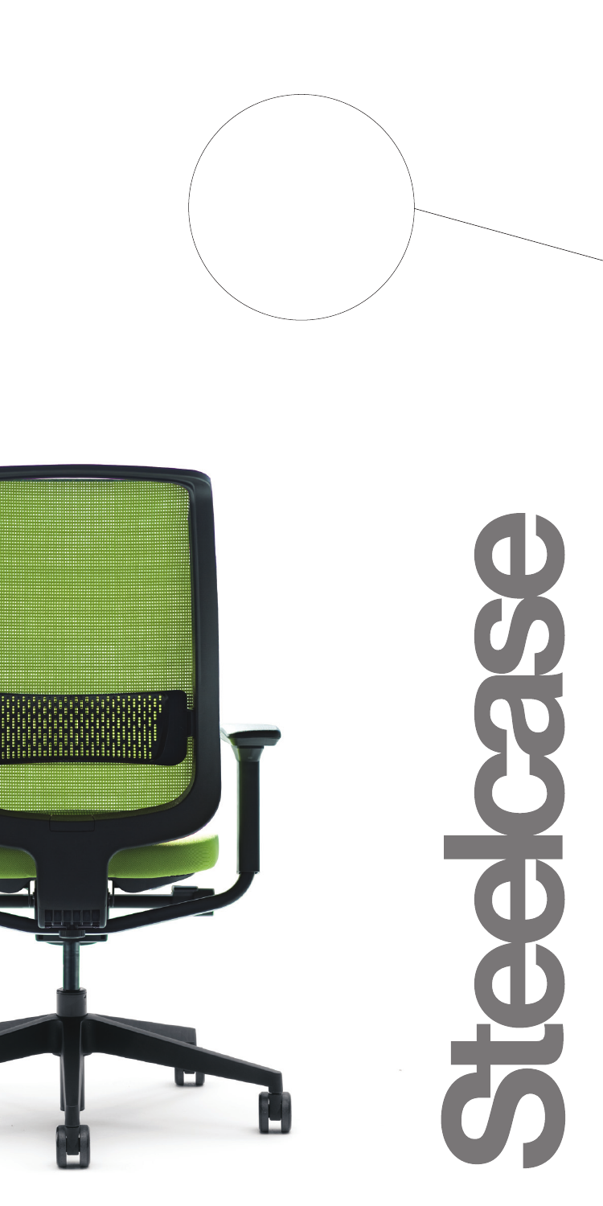Steelcase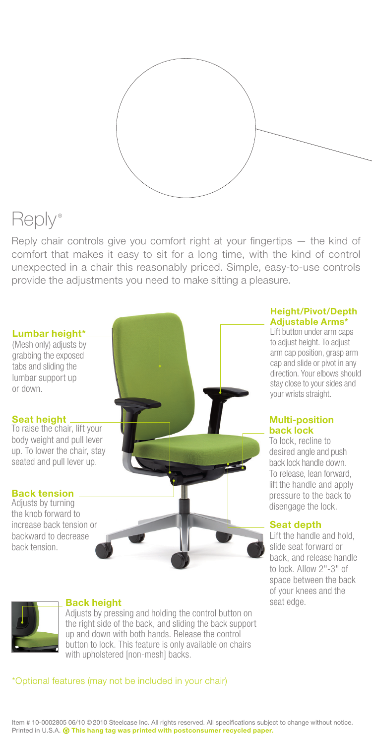# Reply®

Reply chair controls give you comfort right at your fingertips — the kind of comfort that makes it easy to sit for a long time, with the kind of control unexpected in a chair this reasonably priced. Simple, easy-to-use controls provide the adjustments you need to make sitting a pleasure.

**Lumbar height***
(Mesh only) adjusts by grabbing the exposed tabs and sliding the lumbar support up or down.

**Seat height**
To raise the chair, lift your body weight and pull lever up. To lower the chair, stay seated and pull lever up.

**Back tension**
Adjusts by turning the knob forward to increase back tension or backward to decrease back tension.

**Height/Pivot/Depth Adjustable Arms***
Lift button under arm caps to adjust height. To adjust arm cap position, grasp arm cap and slide or pivot in any direction. Your elbows should stay close to your sides and your wrists straight.

**Multi-position back lock**
To lock, recline to desired angle and push back lock handle down. To release, lean forward, lift the handle and apply pressure to the back to disengage the lock.

**Seat depth**
Lift the handle and hold, slide seat forward or back, and release handle to lock. Allow 2"-3" of space between the back of your knees and the seat edge.

**Back height**
Adjusts by pressing and holding the control button on the right side of the back, and sliding the back support up and down with both hands. Release the control button to lock. This feature is only available on chairs with upholstered [non-mesh] backs.

*Optional features (may not be included in your chair)

Item # 10-0002805 06/10 ©2010 Steelcase Inc. All rights reserved. All specifications subject to change without notice. Printed in U.S.A. **This hang tag was printed with postconsumer recycled paper.**